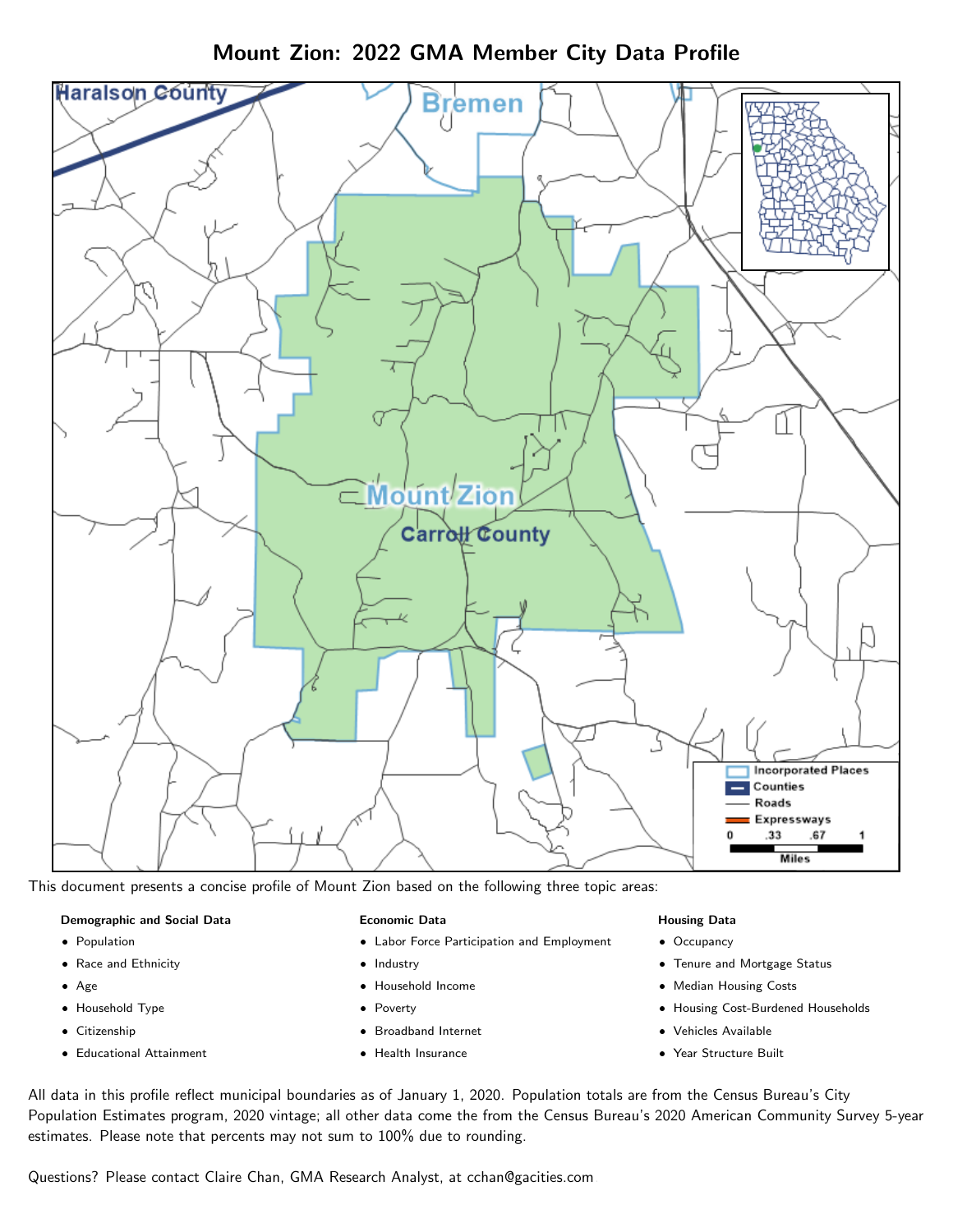# Mount Zion: 2022 GMA Member City Data Profile

This document presents a concise profile of Mount Zion based on the following three topic areas:

**Demographic and Social Data**

- Population
- Race and Ethnicity
- Age
- Household Type
- Citizenship
- Educational Attainment

**Economic Data**

- Labor Force Participation and Employment
- Industry
- Household Income
- Poverty
- Broadband Internet
- Health Insurance

**Housing Data**

- Occupancy
- Tenure and Mortgage Status
- Median Housing Costs
- Housing Cost-Burdened Households
- Vehicles Available
- Year Structure Built

All data in this profile reflect municipal boundaries as of January 1, 2020. Population totals are from the Census Bureau's City Population Estimates program, 2020 vintage; all other data come the from the Census Bureau's 2020 American Community Survey 5-year estimates. Please note that percents may not sum to 100% due to rounding.

Questions? Please contact Claire Chan, GMA Research Analyst, at cchan@gacities.com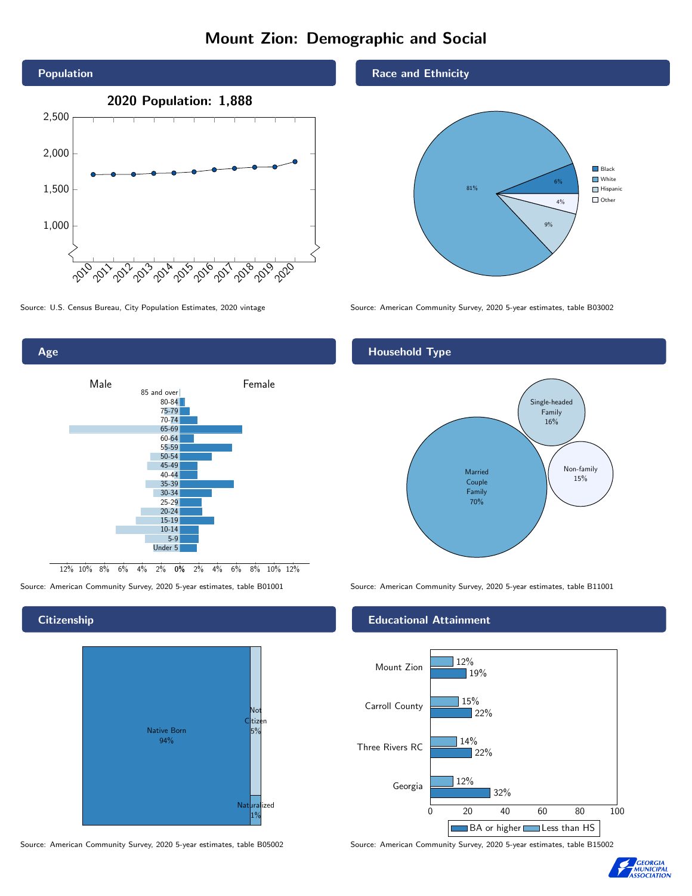# Mount Zion: Demographic and Social

## Population

2020 Population: 1,888

Source: U.S. Census Bureau, City Population Estimates, 2020 vintage

## Race and Ethnicity

| Race/Ethnicity | Percent |
|---|---|
| Black | 6% |
| White | 81% |
| Hispanic | 9% |
| Other | 4% |

Source: American Community Survey, 2020 5-year estimates, table B03002

## Age

Male / Female

Age groups: 85 and over, 80-84, 75-79, 70-74, 65-69, 60-64, 55-59, 50-54, 45-49, 40-44, 35-39, 30-34, 25-29, 20-24, 15-19, 10-14, 5-9, Under 5

Source: American Community Survey, 2020 5-year estimates, table B01001

## Household Type

| Household Type | Percent |
|---|---|
| Married Couple Family | 70% |
| Single-headed Family | 16% |
| Non-family | 15% |

Source: American Community Survey, 2020 5-year estimates, table B11001

## Citizenship

| Citizenship | Percent |
|---|---|
| Native Born | 94% |
| Not Citizen | 5% |
| Naturalized | 1% |

Source: American Community Survey, 2020 5-year estimates, table B05002

## Educational Attainment

| Area | Less than HS | BA or higher |
|---|---|---|
| Mount Zion | 12% | 19% |
| Carroll County | 15% | 22% |
| Three Rivers RC | 14% | 22% |
| Georgia | 12% | 32% |

Source: American Community Survey, 2020 5-year estimates, table B15002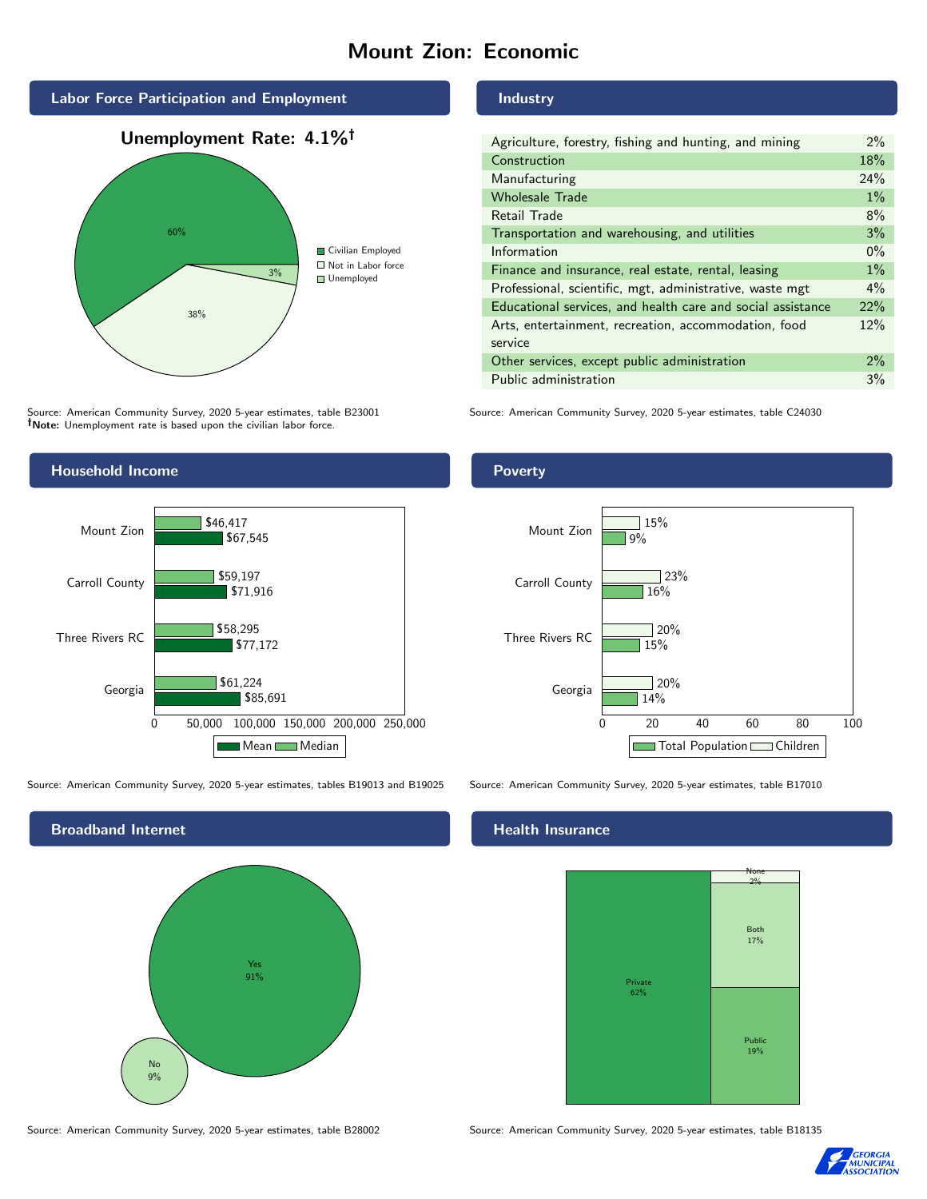# Mount Zion: Economic

## Labor Force Participation and Employment

**Unemployment Rate: 4.1%†**

| Category | Percent |
|---|---|
| Civilian Employed | 60% |
| Not in Labor force | 38% |
| Unemployed | 3% |

Source: American Community Survey, 2020 5-year estimates, table B23001
**†Note:** Unemployment rate is based upon the civilian labor force.

## Industry

| Industry | Percent |
|---|---|
| Agriculture, forestry, fishing and hunting, and mining | 2% |
| Construction | 18% |
| Manufacturing | 24% |
| Wholesale Trade | 1% |
| Retail Trade | 8% |
| Transportation and warehousing, and utilities | 3% |
| Information | 0% |
| Finance and insurance, real estate, rental, leasing | 1% |
| Professional, scientific, mgt, administrative, waste mgt | 4% |
| Educational services, and health care and social assistance | 22% |
| Arts, entertainment, recreation, accommodation, food service | 12% |
| Other services, except public administration | 2% |
| Public administration | 3% |

Source: American Community Survey, 2020 5-year estimates, table C24030

## Household Income

| Area | Median | Mean |
|---|---|---|
| Mount Zion | $46,417 | $67,545 |
| Carroll County | $59,197 | $71,916 |
| Three Rivers RC | $58,295 | $77,172 |
| Georgia | $61,224 | $85,691 |

Source: American Community Survey, 2020 5-year estimates, tables B19013 and B19025

## Poverty

| Area | Children | Total Population |
|---|---|---|
| Mount Zion | 15% | 9% |
| Carroll County | 23% | 16% |
| Three Rivers RC | 20% | 15% |
| Georgia | 20% | 14% |

Source: American Community Survey, 2020 5-year estimates, table B17010

## Broadband Internet

| Response | Percent |
|---|---|
| Yes | 91% |
| No | 9% |

Source: American Community Survey, 2020 5-year estimates, table B28002

## Health Insurance

| Type | Percent |
|---|---|
| Private | 62% |
| Public | 19% |
| Both | 17% |
| None | 2% |

Source: American Community Survey, 2020 5-year estimates, table B18135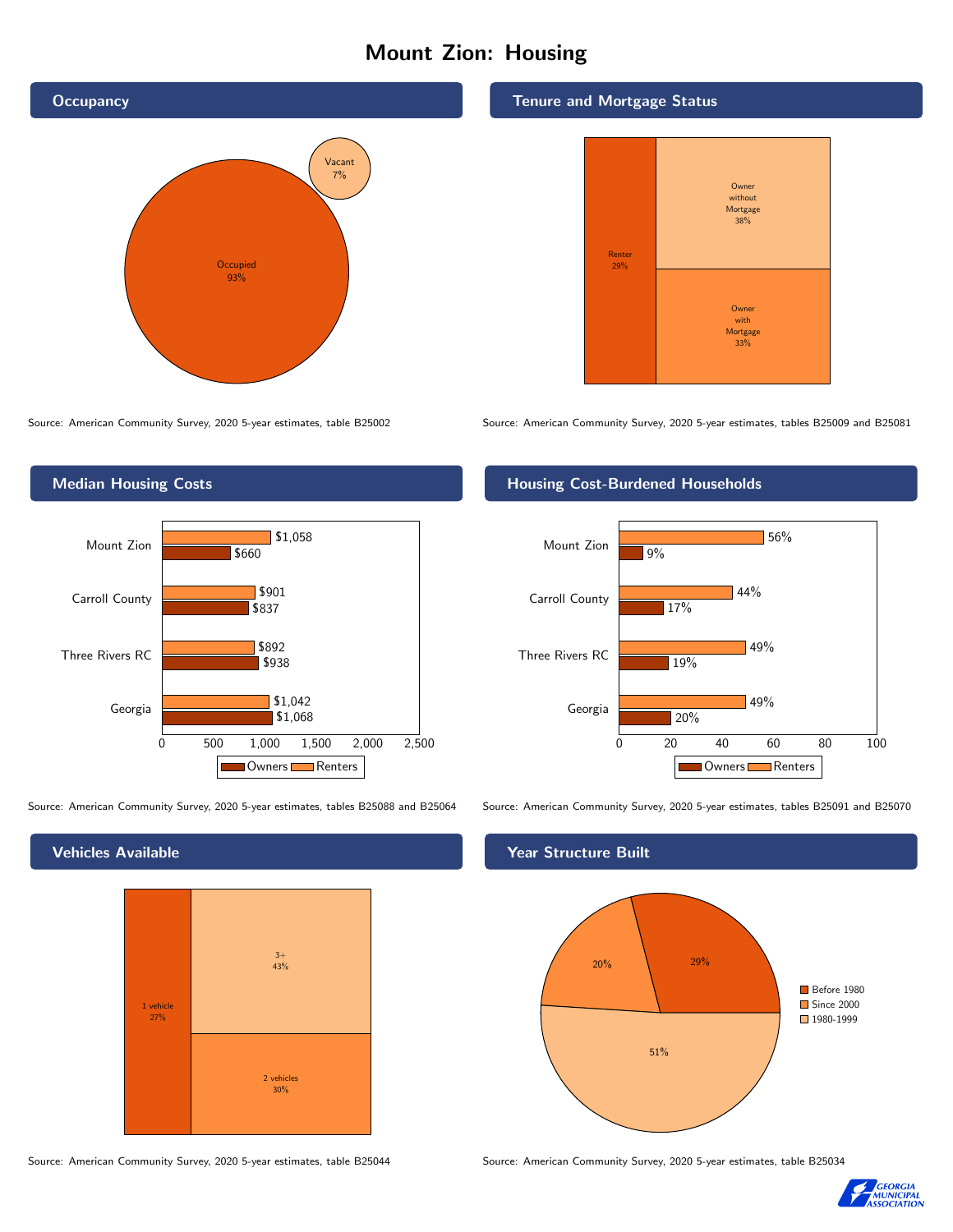# Mount Zion: Housing

## Occupancy

Occupied
93%

Vacant
7%

Source: American Community Survey, 2020 5-year estimates, table B25002

## Tenure and Mortgage Status

Renter
29%

Owner without Mortgage
38%

Owner with Mortgage
33%

Source: American Community Survey, 2020 5-year estimates, tables B25009 and B25081

## Median Housing Costs

Mount Zion
$1,058
$660

Carroll County
$901
$837

Three Rivers RC
$892
$938

Georgia
$1,042
$1,068

0
500
1,000
1,500
2,000
2,500

Owners
Renters

Source: American Community Survey, 2020 5-year estimates, tables B25088 and B25064

## Housing Cost-Burdened Households

Mount Zion
56%
9%

Carroll County
44%
17%

Three Rivers RC
49%
19%

Georgia
49%
20%

0
20
40
60
80
100

Owners
Renters

Source: American Community Survey, 2020 5-year estimates, tables B25091 and B25070

## Vehicles Available

1 vehicle
27%

3+
43%

2 vehicles
30%

Source: American Community Survey, 2020 5-year estimates, table B25044

## Year Structure Built

29%
20%
51%

Before 1980
Since 2000
1980-1999

Source: American Community Survey, 2020 5-year estimates, table B25034